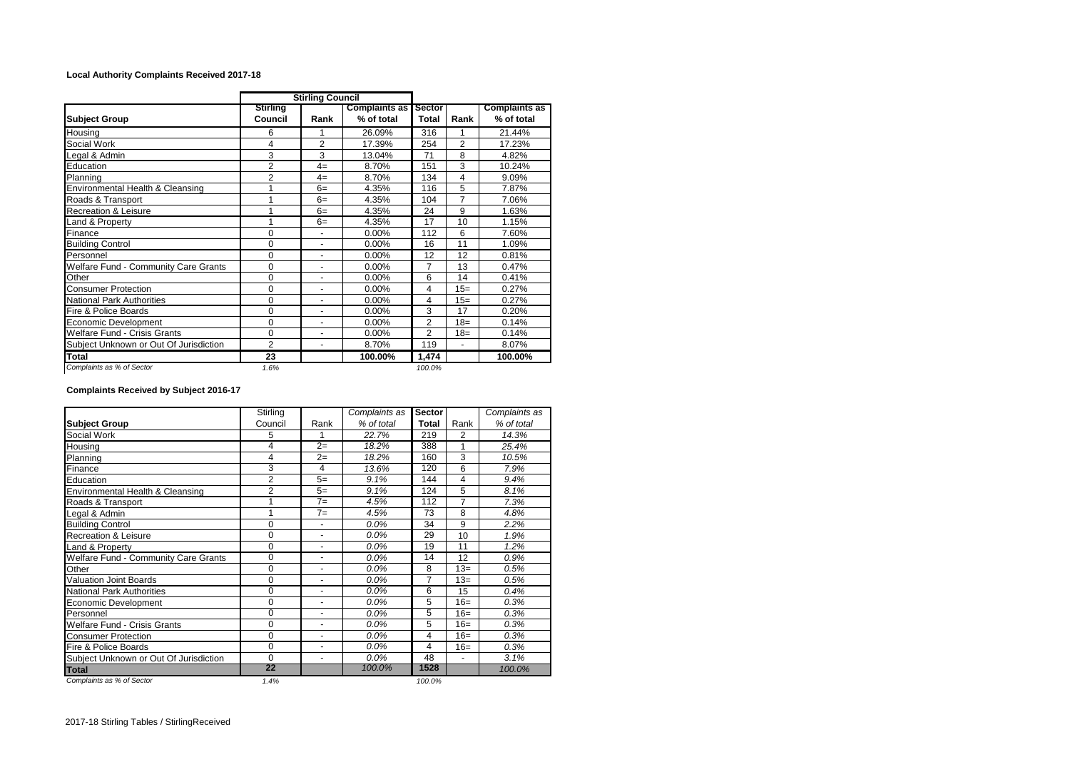**Local Authority Complaints Received 2017-18**

| | Stirling Council | | | | | |
|---|---|---|---|---|---|---|
| **Subject Group** | **Stirling Council** | **Rank** | **Complaints as % of total** | **Sector Total** | **Rank** | **Complaints as % of total** |
| Housing | 6 | 1 | 26.09% | 316 | 1 | 21.44% |
| Social Work | 4 | 2 | 17.39% | 254 | 2 | 17.23% |
| Legal & Admin | 3 | 3 | 13.04% | 71 | 8 | 4.82% |
| Education | 2 | 4= | 8.70% | 151 | 3 | 10.24% |
| Planning | 2 | 4= | 8.70% | 134 | 4 | 9.09% |
| Environmental Health & Cleansing | 1 | 6= | 4.35% | 116 | 5 | 7.87% |
| Roads & Transport | 1 | 6= | 4.35% | 104 | 7 | 7.06% |
| Recreation & Leisure | 1 | 6= | 4.35% | 24 | 9 | 1.63% |
| Land & Property | 1 | 6= | 4.35% | 17 | 10 | 1.15% |
| Finance | 0 | - | 0.00% | 112 | 6 | 7.60% |
| Building Control | 0 | - | 0.00% | 16 | 11 | 1.09% |
| Personnel | 0 | - | 0.00% | 12 | 12 | 0.81% |
| Welfare Fund - Community Care Grants | 0 | - | 0.00% | 7 | 13 | 0.47% |
| Other | 0 | - | 0.00% | 6 | 14 | 0.41% |
| Consumer Protection | 0 | - | 0.00% | 4 | 15= | 0.27% |
| National Park Authorities | 0 | - | 0.00% | 4 | 15= | 0.27% |
| Fire & Police Boards | 0 | - | 0.00% | 3 | 17 | 0.20% |
| Economic Development | 0 | - | 0.00% | 2 | 18= | 0.14% |
| Welfare Fund - Crisis Grants | 0 | - | 0.00% | 2 | 18= | 0.14% |
| Subject Unknown or Out Of Jurisdiction | 2 | - | 8.70% | 119 | - | 8.07% |
| **Total** | **23** | | **100.00%** | **1,474** | | **100.00%** |
| *Complaints as % of Sector* | *1.6%* | | | *100.0%* | | |

**Complaints Received by Subject 2016-17**

| **Subject Group** | Stirling Council | Rank | *Complaints as % of total* | **Sector Total** | Rank | *Complaints as % of total* |
|---|---|---|---|---|---|---|
| Social Work | 5 | 1 | *22.7%* | 219 | 2 | *14.3%* |
| Housing | 4 | 2= | *18.2%* | 388 | 1 | *25.4%* |
| Planning | 4 | 2= | *18.2%* | 160 | 3 | *10.5%* |
| Finance | 3 | 4 | *13.6%* | 120 | 6 | *7.9%* |
| Education | 2 | 5= | *9.1%* | 144 | 4 | *9.4%* |
| Environmental Health & Cleansing | 2 | 5= | *9.1%* | 124 | 5 | *8.1%* |
| Roads & Transport | 1 | 7= | *4.5%* | 112 | 7 | *7.3%* |
| Legal & Admin | 1 | 7= | *4.5%* | 73 | 8 | *4.8%* |
| Building Control | 0 | - | *0.0%* | 34 | 9 | *2.2%* |
| Recreation & Leisure | 0 | - | *0.0%* | 29 | 10 | *1.9%* |
| Land & Property | 0 | - | *0.0%* | 19 | 11 | *1.2%* |
| Welfare Fund - Community Care Grants | 0 | - | *0.0%* | 14 | 12 | *0.9%* |
| Other | 0 | - | *0.0%* | 8 | 13= | *0.5%* |
| Valuation Joint Boards | 0 | - | *0.0%* | 7 | 13= | *0.5%* |
| National Park Authorities | 0 | - | *0.0%* | 6 | 15 | *0.4%* |
| Economic Development | 0 | - | *0.0%* | 5 | 16= | *0.3%* |
| Personnel | 0 | - | *0.0%* | 5 | 16= | *0.3%* |
| Welfare Fund - Crisis Grants | 0 | - | *0.0%* | 5 | 16= | *0.3%* |
| Consumer Protection | 0 | - | *0.0%* | 4 | 16= | *0.3%* |
| Fire & Police Boards | 0 | - | *0.0%* | 4 | 16= | *0.3%* |
| Subject Unknown or Out Of Jurisdiction | 0 | - | *0.0%* | 48 | - | *3.1%* |
| **Total** | **22** | | *100.0%* | **1528** | | *100.0%* |
| *Complaints as % of Sector* | *1.4%* | | | *100.0%* | | |

2017-18 Stirling Tables / StirlingReceived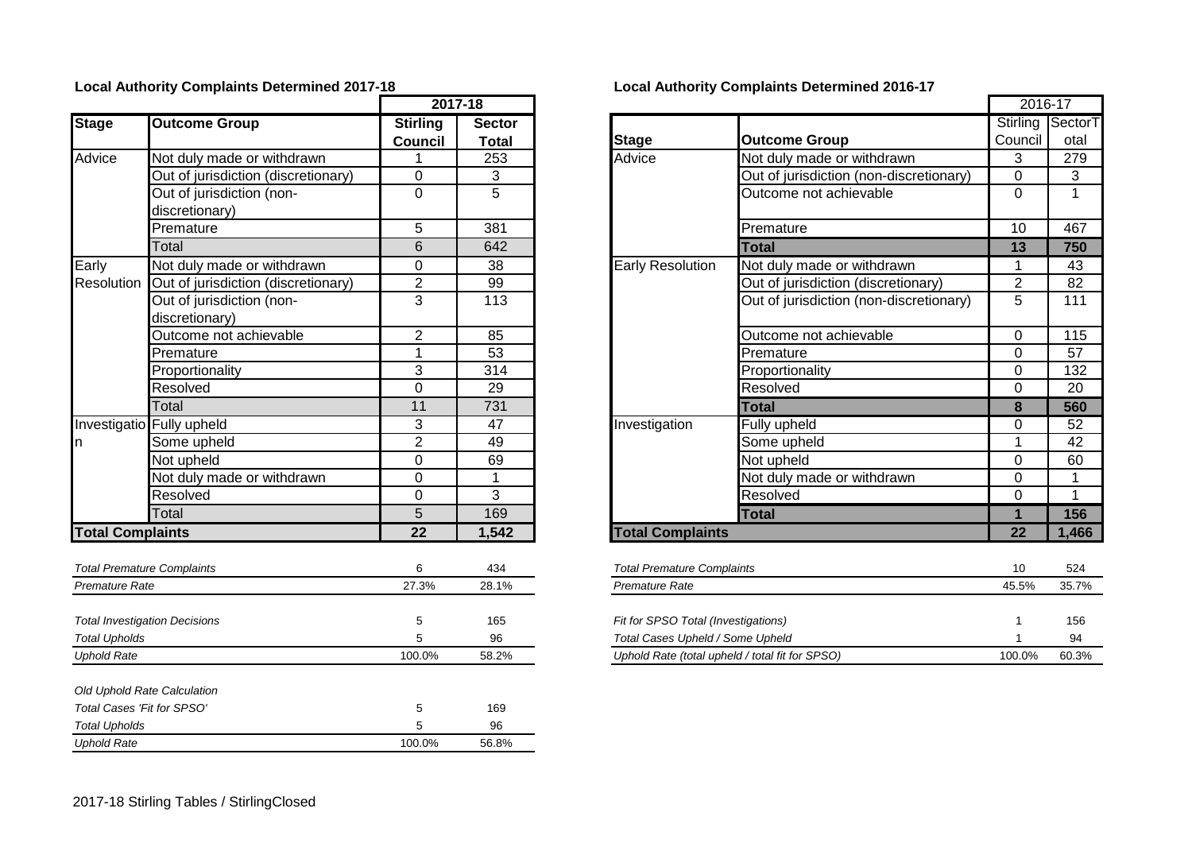**Local Authority Complaints Determined 2017-18**

| Stage | Outcome Group | 2017-18 | |
|---|---|---|---|
| | | Stirling Council | Sector Total |
| Advice | Not duly made or withdrawn | 1 | 253 |
| | Out of jurisdiction (discretionary) | 0 | 3 |
| | Out of jurisdiction (non-discretionary) | 0 | 5 |
| | Premature | 5 | 381 |
| | Total | 6 | 642 |
| Early Resolution | Not duly made or withdrawn | 0 | 38 |
| | Out of jurisdiction (discretionary) | 2 | 99 |
| | Out of jurisdiction (non-discretionary) | 3 | 113 |
| | Outcome not achievable | 2 | 85 |
| | Premature | 1 | 53 |
| | Proportionality | 3 | 314 |
| | Resolved | 0 | 29 |
| | Total | 11 | 731 |
| Investigation | Fully upheld | 3 | 47 |
| | Some upheld | 2 | 49 |
| | Not upheld | 0 | 69 |
| | Not duly made or withdrawn | 0 | 1 |
| | Resolved | 0 | 3 |
| | Total | 5 | 169 |
| **Total Complaints** | | **22** | **1,542** |

| | | |
|---|---|---|
| *Total Premature Complaints* | 6 | 434 |
| *Premature Rate* | 27.3% | 28.1% |
| *Total Investigation Decisions* | 5 | 165 |
| *Total Upholds* | 5 | 96 |
| *Uphold Rate* | 100.0% | 58.2% |
| *Old Uphold Rate Calculation* | | |
| *Total Cases 'Fit for SPSO'* | 5 | 169 |
| *Total Upholds* | 5 | 96 |
| *Uphold Rate* | 100.0% | 56.8% |

**Local Authority Complaints Determined 2016-17**

| Stage | Outcome Group | 2016-17 | |
|---|---|---|---|
| | | Stirling Council | SectorTotal |
| Advice | Not duly made or withdrawn | 3 | 279 |
| | Out of jurisdiction (non-discretionary) | 0 | 3 |
| | Outcome not achievable | 0 | 1 |
| | Premature | 10 | 467 |
| | **Total** | **13** | **750** |
| Early Resolution | Not duly made or withdrawn | 1 | 43 |
| | Out of jurisdiction (discretionary) | 2 | 82 |
| | Out of jurisdiction (non-discretionary) | 5 | 111 |
| | Outcome not achievable | 0 | 115 |
| | Premature | 0 | 57 |
| | Proportionality | 0 | 132 |
| | Resolved | 0 | 20 |
| | **Total** | **8** | **560** |
| Investigation | Fully upheld | 0 | 52 |
| | Some upheld | 1 | 42 |
| | Not upheld | 0 | 60 |
| | Not duly made or withdrawn | 0 | 1 |
| | Resolved | 0 | 1 |
| | **Total** | **1** | **156** |
| **Total Complaints** | | **22** | **1,466** |

| | | |
|---|---|---|
| *Total Premature Complaints* | 10 | 524 |
| *Premature Rate* | 45.5% | 35.7% |
| *Fit for SPSO Total (Investigations)* | 1 | 156 |
| *Total Cases Upheld / Some Upheld* | 1 | 94 |
| *Uphold Rate (total upheld / total fit for SPSO)* | 100.0% | 60.3% |

2017-18 Stirling Tables / StirlingClosed